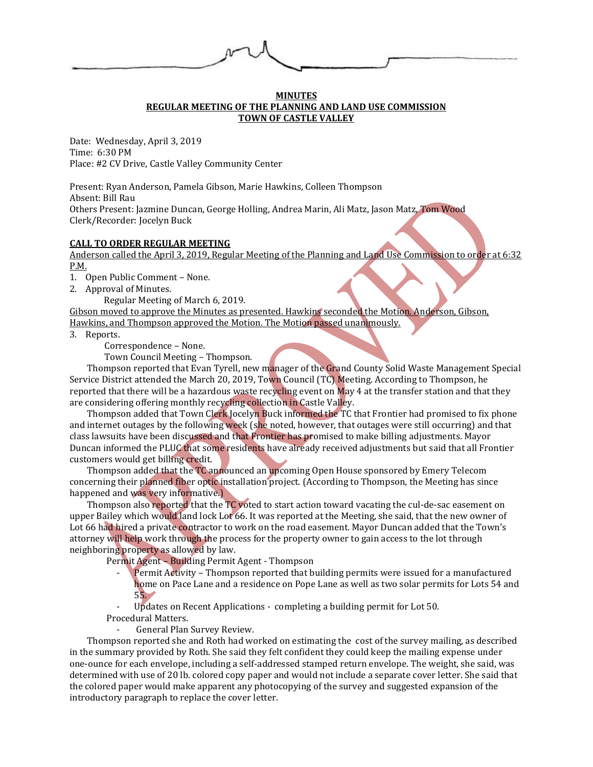**MINUTES**
**REGULAR MEETING OF THE PLANNING AND LAND USE COMMISSION**
**TOWN OF CASTLE VALLEY**

Date: Wednesday, April 3, 2019
Time: 6:30 PM
Place: #2 CV Drive, Castle Valley Community Center

Present: Ryan Anderson, Pamela Gibson, Marie Hawkins, Colleen Thompson
Absent: Bill Rau
Others Present: Jazmine Duncan, George Holling, Andrea Marin, Ali Matz, Jason Matz, Tom Wood
Clerk/Recorder: Jocelyn Buck

**CALL TO ORDER REGULAR MEETING**

Anderson called the April 3, 2019, Regular Meeting of the Planning and Land Use Commission to order at 6:32 P.M.

1. Open Public Comment – None.
2. Approval of Minutes.
   Regular Meeting of March 6, 2019.

Gibson moved to approve the Minutes as presented. Hawkins seconded the Motion. Anderson, Gibson, Hawkins, and Thompson approved the Motion. The Motion passed unanimously.

3. Reports.
   Correspondence – None.
   Town Council Meeting – Thompson.

Thompson reported that Evan Tyrell, new manager of the Grand County Solid Waste Management Special Service District attended the March 20, 2019, Town Council (TC) Meeting. According to Thompson, he reported that there will be a hazardous waste recycling event on May 4 at the transfer station and that they are considering offering monthly recycling collection in Castle Valley.

Thompson added that Town Clerk Jocelyn Buck informed the TC that Frontier had promised to fix phone and internet outages by the following week (she noted, however, that outages were still occurring) and that class lawsuits have been discussed and that Frontier has promised to make billing adjustments. Mayor Duncan informed the PLUC that some residents have already received adjustments but said that all Frontier customers would get billing credit.

Thompson added that the TC announced an upcoming Open House sponsored by Emery Telecom concerning their planned fiber optic installation project. (According to Thompson, the Meeting has since happened and was very informative.)

Thompson also reported that the TC voted to start action toward vacating the cul-de-sac easement on upper Bailey which would land lock Lot 66. It was reported at the Meeting, she said, that the new owner of Lot 66 had hired a private contractor to work on the road easement. Mayor Duncan added that the Town's attorney will help work through the process for the property owner to gain access to the lot through neighboring property as allowed by law.

Permit Agent – Building Permit Agent - Thompson

- Permit Activity – Thompson reported that building permits were issued for a manufactured home on Pace Lane and a residence on Pope Lane as well as two solar permits for Lots 54 and 55.
- Updates on Recent Applications - completing a building permit for Lot 50.

Procedural Matters.

- General Plan Survey Review.

Thompson reported she and Roth had worked on estimating the cost of the survey mailing, as described in the summary provided by Roth. She said they felt confident they could keep the mailing expense under one-ounce for each envelope, including a self-addressed stamped return envelope. The weight, she said, was determined with use of 20 lb. colored copy paper and would not include a separate cover letter. She said that the colored paper would make apparent any photocopying of the survey and suggested expansion of the introductory paragraph to replace the cover letter.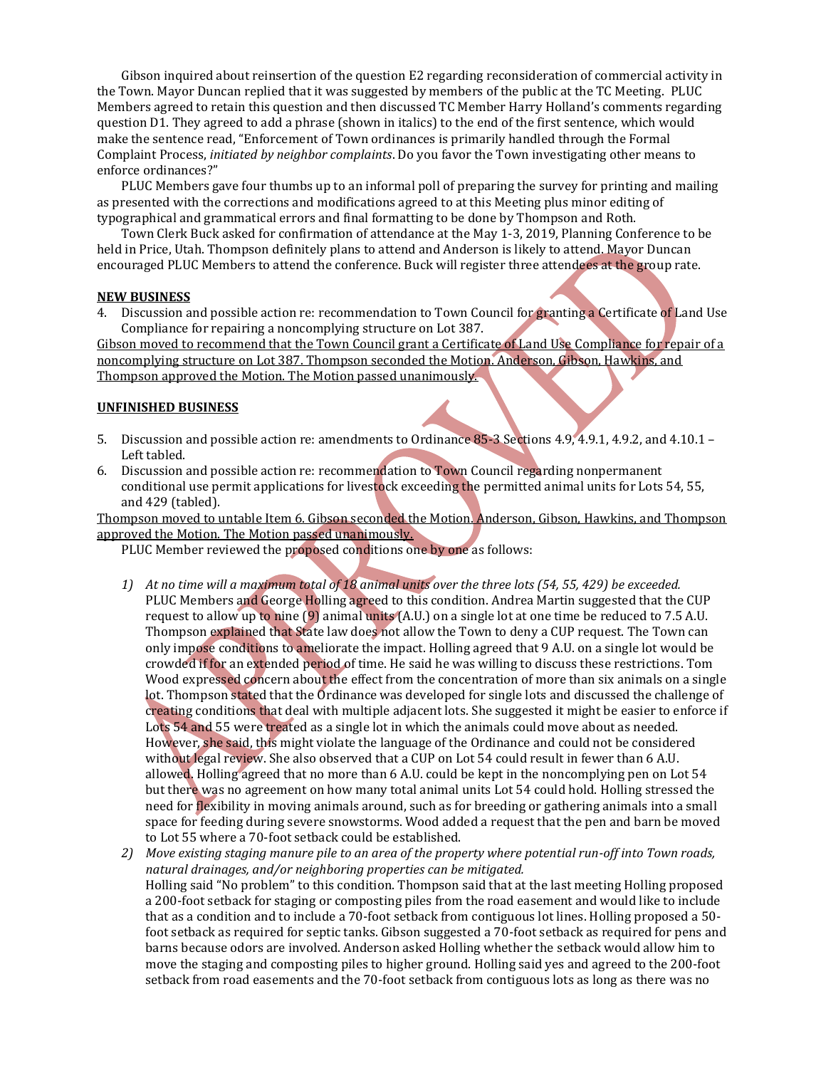Gibson inquired about reinsertion of the question E2 regarding reconsideration of commercial activity in the Town. Mayor Duncan replied that it was suggested by members of the public at the TC Meeting. PLUC Members agreed to retain this question and then discussed TC Member Harry Holland's comments regarding question D1. They agreed to add a phrase (shown in italics) to the end of the first sentence, which would make the sentence read, "Enforcement of Town ordinances is primarily handled through the Formal Complaint Process, *initiated by neighbor complaints*. Do you favor the Town investigating other means to enforce ordinances?"

PLUC Members gave four thumbs up to an informal poll of preparing the survey for printing and mailing as presented with the corrections and modifications agreed to at this Meeting plus minor editing of typographical and grammatical errors and final formatting to be done by Thompson and Roth.

Town Clerk Buck asked for confirmation of attendance at the May 1-3, 2019, Planning Conference to be held in Price, Utah. Thompson definitely plans to attend and Anderson is likely to attend. Mayor Duncan encouraged PLUC Members to attend the conference. Buck will register three attendees at the group rate.

**NEW BUSINESS**

4. Discussion and possible action re: recommendation to Town Council for granting a Certificate of Land Use Compliance for repairing a noncomplying structure on Lot 387.

Gibson moved to recommend that the Town Council grant a Certificate of Land Use Compliance for repair of a noncomplying structure on Lot 387. Thompson seconded the Motion. Anderson, Gibson, Hawkins, and Thompson approved the Motion. The Motion passed unanimously.

**UNFINISHED BUSINESS**

5. Discussion and possible action re: amendments to Ordinance 85-3 Sections 4.9, 4.9.1, 4.9.2, and 4.10.1 – Left tabled.
6. Discussion and possible action re: recommendation to Town Council regarding nonpermanent conditional use permit applications for livestock exceeding the permitted animal units for Lots 54, 55, and 429 (tabled).

Thompson moved to untable Item 6. Gibson seconded the Motion. Anderson, Gibson, Hawkins, and Thompson approved the Motion. The Motion passed unanimously.

PLUC Member reviewed the proposed conditions one by one as follows:

1) *At no time will a maximum total of 18 animal units over the three lots (54, 55, 429) be exceeded.*
   PLUC Members and George Holling agreed to this condition. Andrea Martin suggested that the CUP request to allow up to nine (9) animal units (A.U.) on a single lot at one time be reduced to 7.5 A.U. Thompson explained that State law does not allow the Town to deny a CUP request. The Town can only impose conditions to ameliorate the impact. Holling agreed that 9 A.U. on a single lot would be crowded if for an extended period of time. He said he was willing to discuss these restrictions. Tom Wood expressed concern about the effect from the concentration of more than six animals on a single lot. Thompson stated that the Ordinance was developed for single lots and discussed the challenge of creating conditions that deal with multiple adjacent lots. She suggested it might be easier to enforce if Lots 54 and 55 were treated as a single lot in which the animals could move about as needed. However, she said, this might violate the language of the Ordinance and could not be considered without legal review. She also observed that a CUP on Lot 54 could result in fewer than 6 A.U. allowed. Holling agreed that no more than 6 A.U. could be kept in the noncomplying pen on Lot 54 but there was no agreement on how many total animal units Lot 54 could hold. Holling stressed the need for flexibility in moving animals around, such as for breeding or gathering animals into a small space for feeding during severe snowstorms. Wood added a request that the pen and barn be moved to Lot 55 where a 70-foot setback could be established.
2) *Move existing staging manure pile to an area of the property where potential run-off into Town roads, natural drainages, and/or neighboring properties can be mitigated.*
   Holling said "No problem" to this condition. Thompson said that at the last meeting Holling proposed a 200-foot setback for staging or composting piles from the road easement and would like to include that as a condition and to include a 70-foot setback from contiguous lot lines. Holling proposed a 50-foot setback as required for septic tanks. Gibson suggested a 70-foot setback as required for pens and barns because odors are involved. Anderson asked Holling whether the setback would allow him to move the staging and composting piles to higher ground. Holling said yes and agreed to the 200-foot setback from road easements and the 70-foot setback from contiguous lots as long as there was no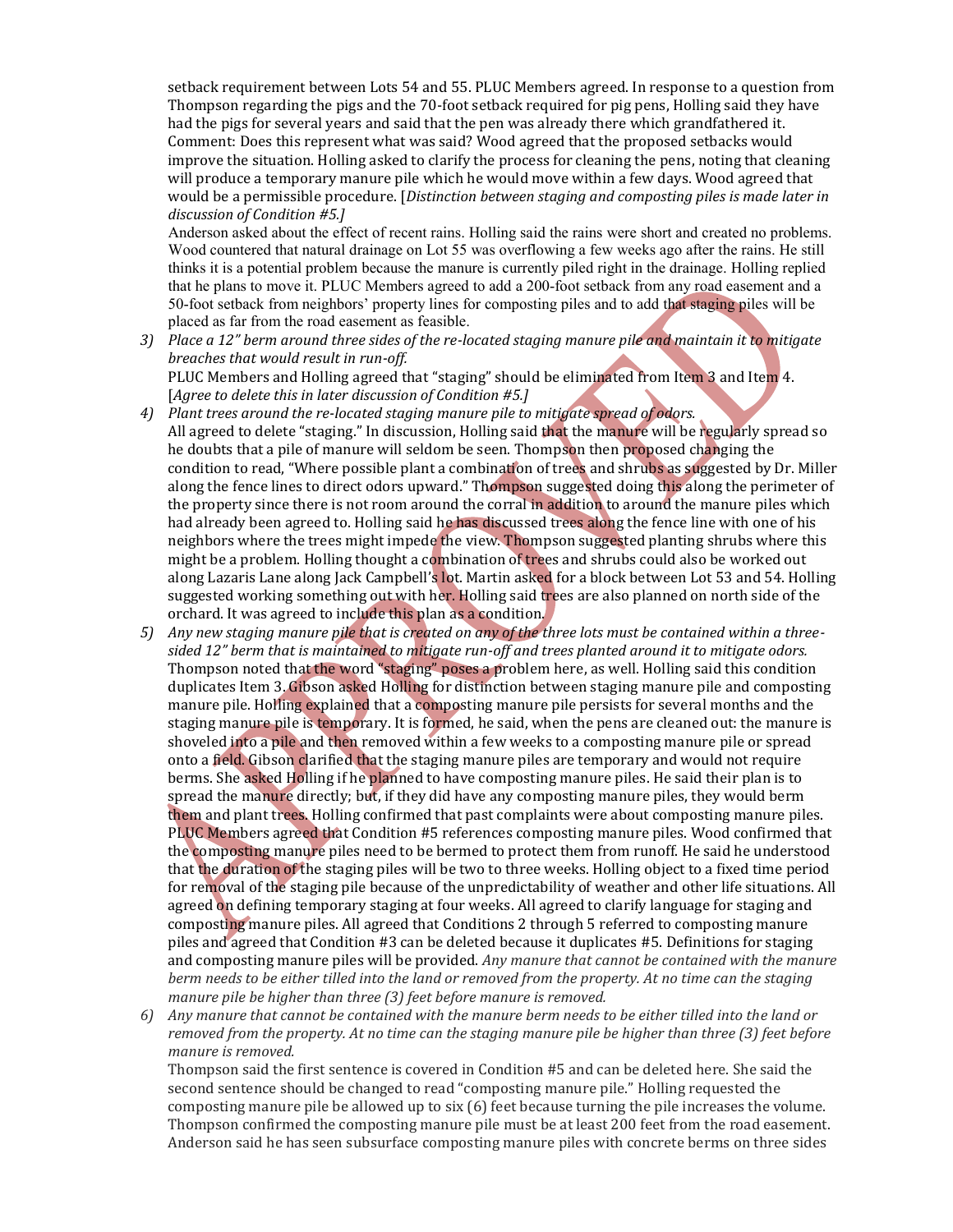setback requirement between Lots 54 and 55. PLUC Members agreed. In response to a question from Thompson regarding the pigs and the 70-foot setback required for pig pens, Holling said they have had the pigs for several years and said that the pen was already there which grandfathered it. Comment: Does this represent what was said? Wood agreed that the proposed setbacks would improve the situation. Holling asked to clarify the process for cleaning the pens, noting that cleaning will produce a temporary manure pile which he would move within a few days. Wood agreed that would be a permissible procedure. [*Distinction between staging and composting piles is made later in discussion of Condition #5.]*

Anderson asked about the effect of recent rains. Holling said the rains were short and created no problems. Wood countered that natural drainage on Lot 55 was overflowing a few weeks ago after the rains. He still thinks it is a potential problem because the manure is currently piled right in the drainage. Holling replied that he plans to move it. PLUC Members agreed to add a 200-foot setback from any road easement and a 50-foot setback from neighbors' property lines for composting piles and to add that staging piles will be placed as far from the road easement as feasible.

3) *Place a 12" berm around three sides of the re-located staging manure pile and maintain it to mitigate breaches that would result in run-off.*
   PLUC Members and Holling agreed that "staging" should be eliminated from Item 3 and Item 4. [*Agree to delete this in later discussion of Condition #5.]*
4) *Plant trees around the re-located staging manure pile to mitigate spread of odors.*
   All agreed to delete "staging." In discussion, Holling said that the manure will be regularly spread so he doubts that a pile of manure will seldom be seen. Thompson then proposed changing the condition to read, "Where possible plant a combination of trees and shrubs as suggested by Dr. Miller along the fence lines to direct odors upward." Thompson suggested doing this along the perimeter of the property since there is not room around the corral in addition to around the manure piles which had already been agreed to. Holling said he has discussed trees along the fence line with one of his neighbors where the trees might impede the view. Thompson suggested planting shrubs where this might be a problem. Holling thought a combination of trees and shrubs could also be worked out along Lazaris Lane along Jack Campbell's lot. Martin asked for a block between Lot 53 and 54. Holling suggested working something out with her. Holling said trees are also planned on north side of the orchard. It was agreed to include this plan as a condition.
5) *Any new staging manure pile that is created on any of the three lots must be contained within a three-sided 12" berm that is maintained to mitigate run-off and trees planted around it to mitigate odors.*
   Thompson noted that the word "staging" poses a problem here, as well. Holling said this condition duplicates Item 3. Gibson asked Holling for distinction between staging manure pile and composting manure pile. Holling explained that a composting manure pile persists for several months and the staging manure pile is temporary. It is formed, he said, when the pens are cleaned out: the manure is shoveled into a pile and then removed within a few weeks to a composting manure pile or spread onto a field. Gibson clarified that the staging manure piles are temporary and would not require berms. She asked Holling if he planned to have composting manure piles. He said their plan is to spread the manure directly; but, if they did have any composting manure piles, they would berm them and plant trees. Holling confirmed that past complaints were about composting manure piles. PLUC Members agreed that Condition #5 references composting manure piles. Wood confirmed that the composting manure piles need to be bermed to protect them from runoff. He said he understood that the duration of the staging piles will be two to three weeks. Holling object to a fixed time period for removal of the staging pile because of the unpredictability of weather and other life situations. All agreed on defining temporary staging at four weeks. All agreed to clarify language for staging and composting manure piles. All agreed that Conditions 2 through 5 referred to composting manure piles and agreed that Condition #3 can be deleted because it duplicates #5. Definitions for staging and composting manure piles will be provided. *Any manure that cannot be contained with the manure berm needs to be either tilled into the land or removed from the property. At no time can the staging manure pile be higher than three (3) feet before manure is removed.*
6) *Any manure that cannot be contained with the manure berm needs to be either tilled into the land or removed from the property. At no time can the staging manure pile be higher than three (3) feet before manure is removed.*
   Thompson said the first sentence is covered in Condition #5 and can be deleted here. She said the second sentence should be changed to read "composting manure pile." Holling requested the composting manure pile be allowed up to six (6) feet because turning the pile increases the volume. Thompson confirmed the composting manure pile must be at least 200 feet from the road easement. Anderson said he has seen subsurface composting manure piles with concrete berms on three sides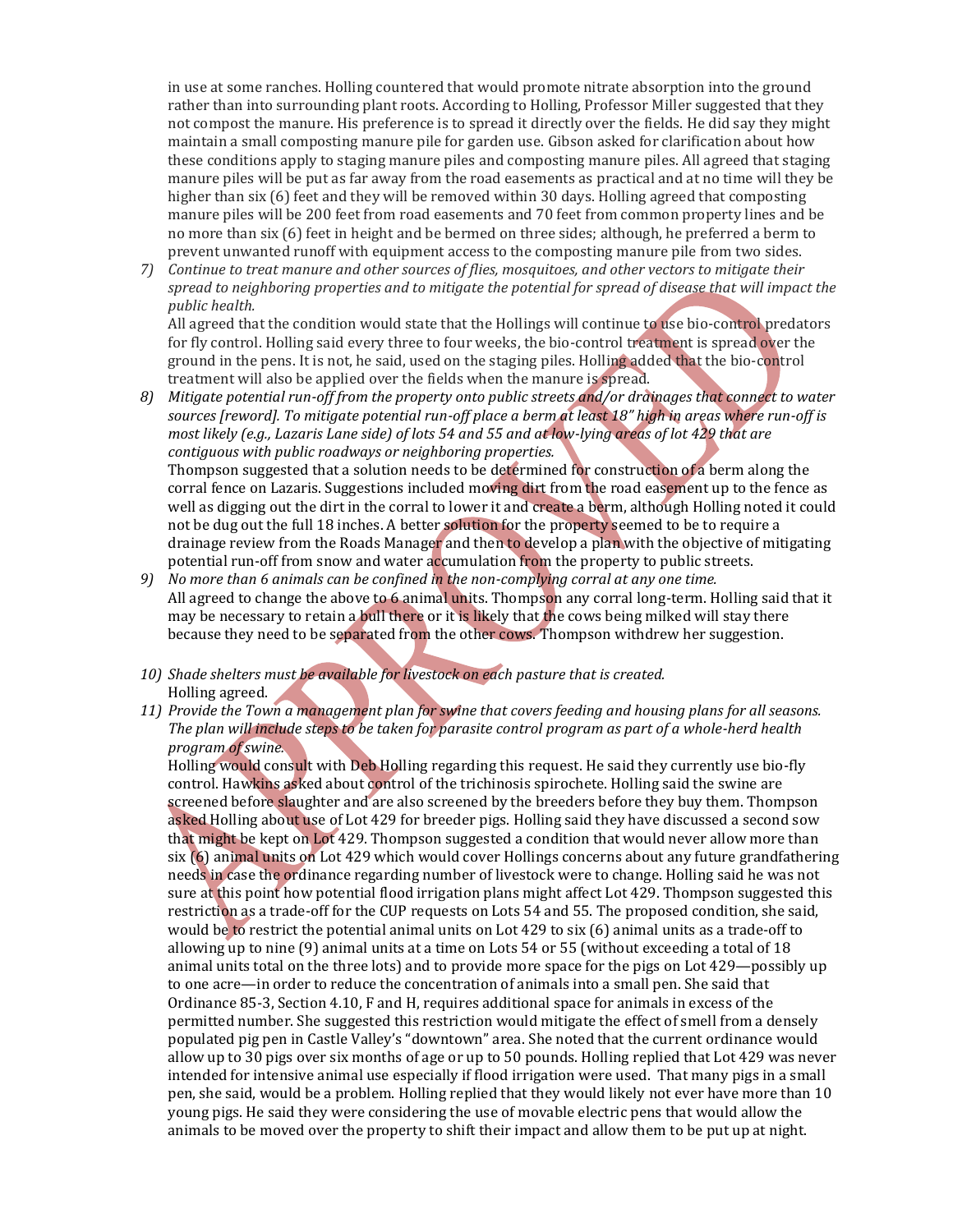in use at some ranches. Holling countered that would promote nitrate absorption into the ground rather than into surrounding plant roots. According to Holling, Professor Miller suggested that they not compost the manure. His preference is to spread it directly over the fields. He did say they might maintain a small composting manure pile for garden use. Gibson asked for clarification about how these conditions apply to staging manure piles and composting manure piles. All agreed that staging manure piles will be put as far away from the road easements as practical and at no time will they be higher than six (6) feet and they will be removed within 30 days. Holling agreed that composting manure piles will be 200 feet from road easements and 70 feet from common property lines and be no more than six (6) feet in height and be bermed on three sides; although, he preferred a berm to prevent unwanted runoff with equipment access to the composting manure pile from two sides.

7) *Continue to treat manure and other sources of flies, mosquitoes, and other vectors to mitigate their spread to neighboring properties and to mitigate the potential for spread of disease that will impact the public health.*
   All agreed that the condition would state that the Hollings will continue to use bio-control predators for fly control. Holling said every three to four weeks, the bio-control treatment is spread over the ground in the pens. It is not, he said, used on the staging piles. Holling added that the bio-control treatment will also be applied over the fields when the manure is spread.

8) *Mitigate potential run-off from the property onto public streets and/or drainages that connect to water sources [reword]. To mitigate potential run-off place a berm at least 18" high in areas where run-off is most likely (e.g., Lazaris Lane side) of lots 54 and 55 and at low-lying areas of lot 429 that are contiguous with public roadways or neighboring properties.*
   Thompson suggested that a solution needs to be determined for construction of a berm along the corral fence on Lazaris. Suggestions included moving dirt from the road easement up to the fence as well as digging out the dirt in the corral to lower it and create a berm, although Holling noted it could not be dug out the full 18 inches. A better solution for the property seemed to be to require a drainage review from the Roads Manager and then to develop a plan with the objective of mitigating potential run-off from snow and water accumulation from the property to public streets.

9) *No more than 6 animals can be confined in the non-complying corral at any one time.*
   All agreed to change the above to 6 animal units. Thompson any corral long-term. Holling said that it may be necessary to retain a bull there or it is likely that the cows being milked will stay there because they need to be separated from the other cows. Thompson withdrew her suggestion.

10) *Shade shelters must be available for livestock on each pasture that is created.*
    Holling agreed.

11) *Provide the Town a management plan for swine that covers feeding and housing plans for all seasons. The plan will include steps to be taken for parasite control program as part of a whole-herd health program of swine.*
    Holling would consult with Deb Holling regarding this request. He said they currently use bio-fly control. Hawkins asked about control of the trichinosis spirochete. Holling said the swine are screened before slaughter and are also screened by the breeders before they buy them. Thompson asked Holling about use of Lot 429 for breeder pigs. Holling said they have discussed a second sow that might be kept on Lot 429. Thompson suggested a condition that would never allow more than six (6) animal units on Lot 429 which would cover Hollings concerns about any future grandfathering needs in case the ordinance regarding number of livestock were to change. Holling said he was not sure at this point how potential flood irrigation plans might affect Lot 429. Thompson suggested this restriction as a trade-off for the CUP requests on Lots 54 and 55. The proposed condition, she said, would be to restrict the potential animal units on Lot 429 to six (6) animal units as a trade-off to allowing up to nine (9) animal units at a time on Lots 54 or 55 (without exceeding a total of 18 animal units total on the three lots) and to provide more space for the pigs on Lot 429—possibly up to one acre—in order to reduce the concentration of animals into a small pen. She said that Ordinance 85-3, Section 4.10, F and H, requires additional space for animals in excess of the permitted number. She suggested this restriction would mitigate the effect of smell from a densely populated pig pen in Castle Valley's "downtown" area. She noted that the current ordinance would allow up to 30 pigs over six months of age or up to 50 pounds. Holling replied that Lot 429 was never intended for intensive animal use especially if flood irrigation were used. That many pigs in a small pen, she said, would be a problem. Holling replied that they would likely not ever have more than 10 young pigs. He said they were considering the use of movable electric pens that would allow the animals to be moved over the property to shift their impact and allow them to be put up at night.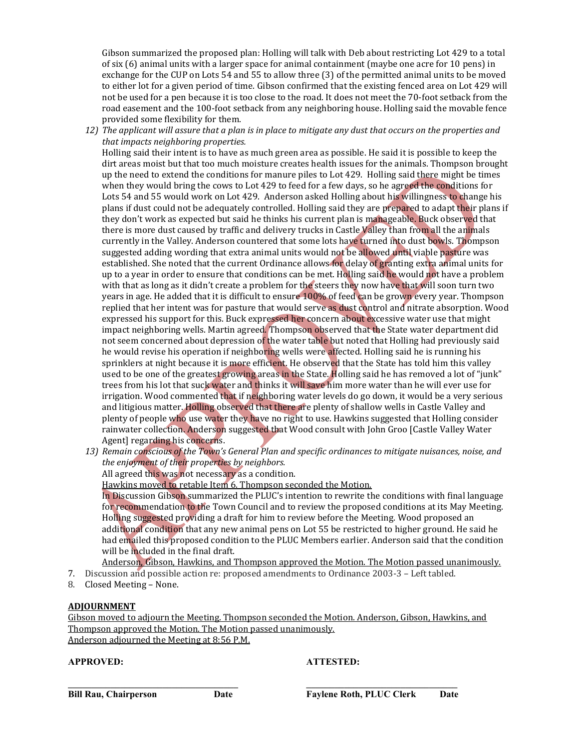Gibson summarized the proposed plan: Holling will talk with Deb about restricting Lot 429 to a total of six (6) animal units with a larger space for animal containment (maybe one acre for 10 pens) in exchange for the CUP on Lots 54 and 55 to allow three (3) of the permitted animal units to be moved to either lot for a given period of time. Gibson confirmed that the existing fenced area on Lot 429 will not be used for a pen because it is too close to the road. It does not meet the 70-foot setback from the road easement and the 100-foot setback from any neighboring house. Holling said the movable fence provided some flexibility for them.

12) *The applicant will assure that a plan is in place to mitigate any dust that occurs on the properties and that impacts neighboring properties.*

Holling said their intent is to have as much green area as possible. He said it is possible to keep the dirt areas moist but that too much moisture creates health issues for the animals. Thompson brought up the need to extend the conditions for manure piles to Lot 429. Holling said there might be times when they would bring the cows to Lot 429 to feed for a few days, so he agreed the conditions for Lots 54 and 55 would work on Lot 429. Anderson asked Holling about his willingness to change his plans if dust could not be adequately controlled. Holling said they are prepared to adapt their plans if they don't work as expected but said he thinks his current plan is manageable. Buck observed that there is more dust caused by traffic and delivery trucks in Castle Valley than from all the animals currently in the Valley. Anderson countered that some lots have turned into dust bowls. Thompson suggested adding wording that extra animal units would not be allowed until viable pasture was established. She noted that the current Ordinance allows for delay of granting extra animal units for up to a year in order to ensure that conditions can be met. Holling said he would not have a problem with that as long as it didn't create a problem for the steers they now have that will soon turn two years in age. He added that it is difficult to ensure 100% of feed can be grown every year. Thompson replied that her intent was for pasture that would serve as dust control and nitrate absorption. Wood expressed his support for this. Buck expressed her concern about excessive water use that might impact neighboring wells. Martin agreed. Thompson observed that the State water department did not seem concerned about depression of the water table but noted that Holling had previously said he would revise his operation if neighboring wells were affected. Holling said he is running his sprinklers at night because it is more efficient. He observed that the State has told him this valley used to be one of the greatest growing areas in the State. Holling said he has removed a lot of "junk" trees from his lot that suck water and thinks it will save him more water than he will ever use for irrigation. Wood commented that if neighboring water levels do go down, it would be a very serious and litigious matter. Holling observed that there are plenty of shallow wells in Castle Valley and plenty of people who use water they have no right to use. Hawkins suggested that Holling consider rainwater collection. Anderson suggested that Wood consult with John Groo [Castle Valley Water Agent] regarding his concerns.

13) *Remain conscious of the Town's General Plan and specific ordinances to mitigate nuisances, noise, and the enjoyment of their properties by neighbors.*

All agreed this was not necessary as a condition.

<u>Hawkins moved to retable Item 6. Thompson seconded the Motion.</u>

In Discussion Gibson summarized the PLUC's intention to rewrite the conditions with final language for recommendation to the Town Council and to review the proposed conditions at its May Meeting. Holling suggested providing a draft for him to review before the Meeting. Wood proposed an additional condition that any new animal pens on Lot 55 be restricted to higher ground. He said he had emailed this proposed condition to the PLUC Members earlier. Anderson said that the condition will be included in the final draft.

<u>Anderson, Gibson, Hawkins, and Thompson approved the Motion. The Motion passed unanimously.</u>

7. Discussion and possible action re: proposed amendments to Ordinance 2003-3 – Left tabled.
8. Closed Meeting – None.

**ADJOURNMENT**

<u>Gibson moved to adjourn the Meeting. Thompson seconded the Motion. Anderson, Gibson, Hawkins, and Thompson approved the Motion. The Motion passed unanimously.</u>
<u>Anderson adjourned the Meeting at 8:56 P.M.</u>

**APPROVED:** **ATTESTED:**

\_\_\_\_\_\_\_\_\_\_\_\_\_\_\_\_\_\_\_\_\_\_\_\_\_\_\_\_\_\_\_\_\_\_\_\_ \_\_\_\_\_\_\_\_\_\_\_\_\_\_\_\_\_\_\_\_\_\_\_\_\_\_\_\_\_\_\_\_\_\_\_\_

**Bill Rau, Chairperson Date** **Faylene Roth, PLUC Clerk Date**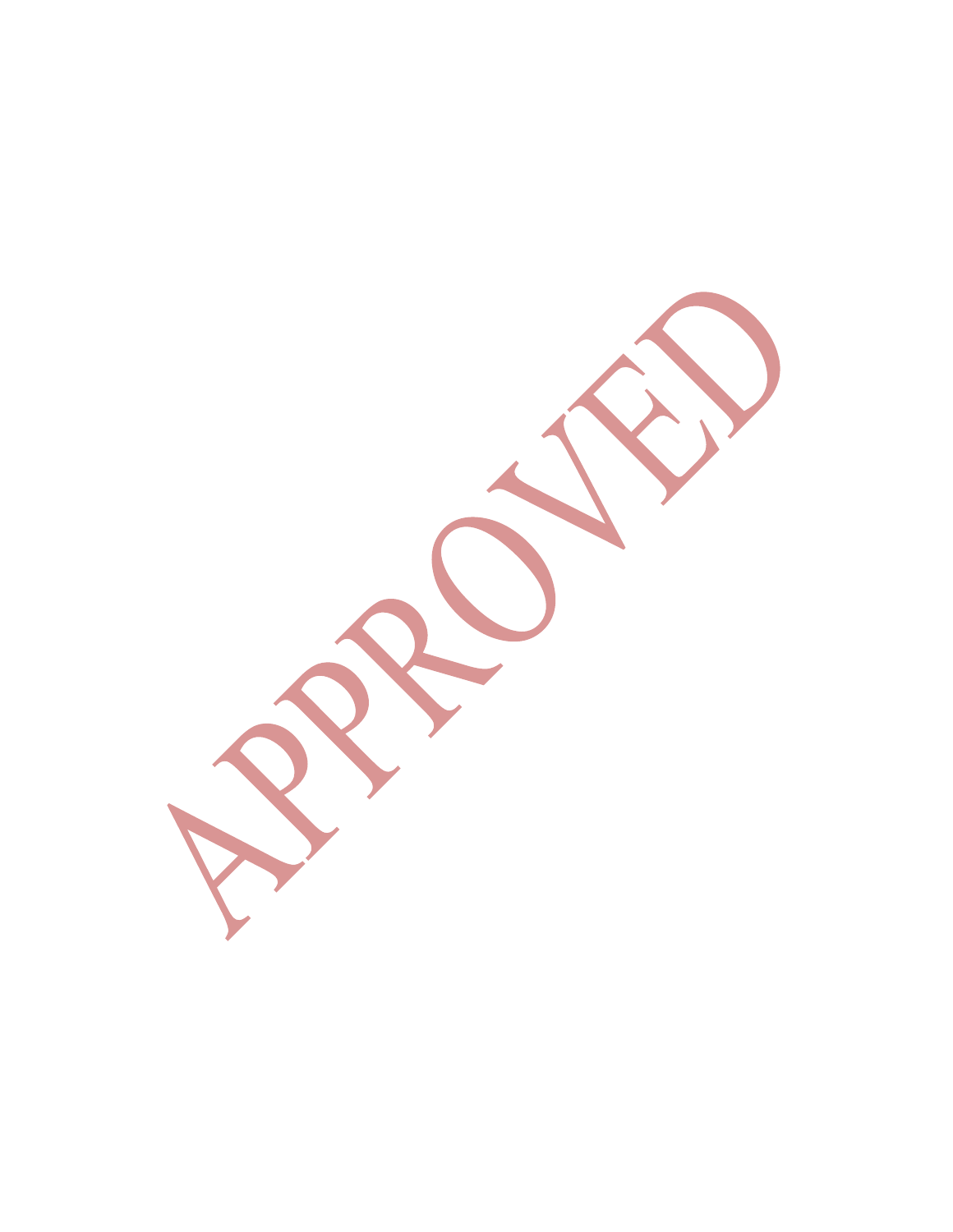APPROVED